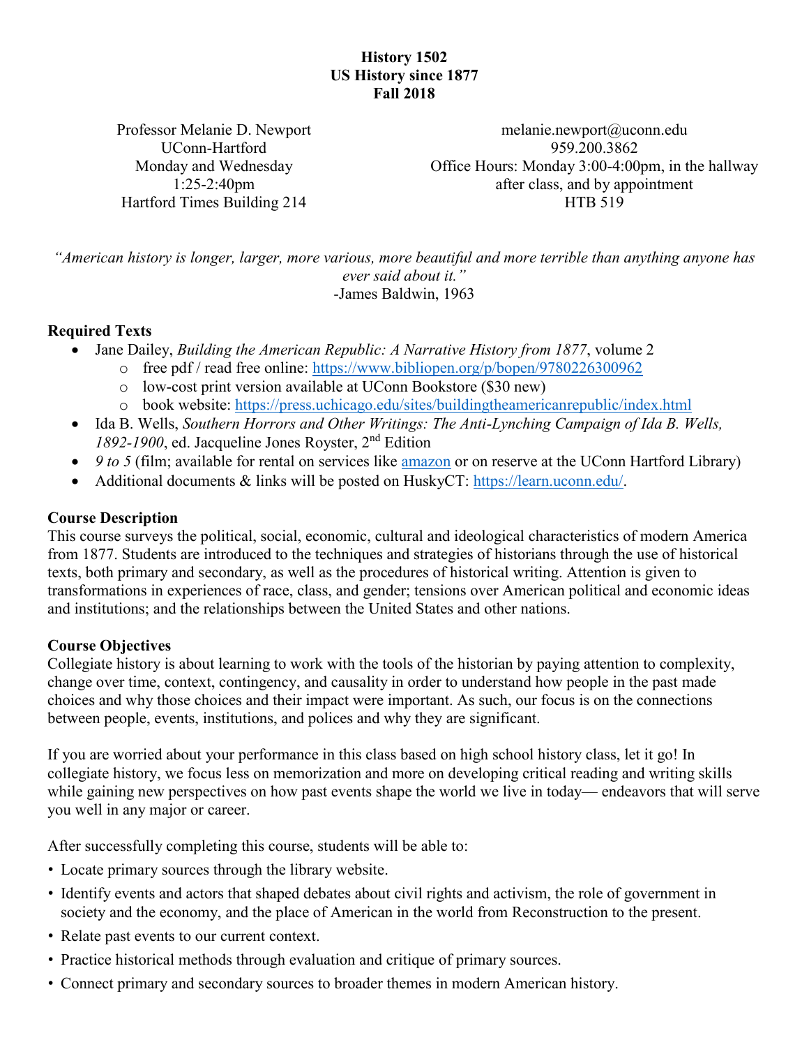**History 1502**
**US History since 1877**
**Fall 2018**

Professor Melanie D. Newport
UConn-Hartford
Monday and Wednesday
1:25-2:40pm
Hartford Times Building 214

melanie.newport@uconn.edu
959.200.3862
Office Hours: Monday 3:00-4:00pm, in the hallway after class, and by appointment
HTB 519

*"American history is longer, larger, more various, more beautiful and more terrible than anything anyone has ever said about it."*
-James Baldwin, 1963

## Required Texts

- Jane Dailey, *Building the American Republic: A Narrative History from 1877*, volume 2
  - free pdf / read free online: https://www.bibliopen.org/p/bopen/9780226300962
  - low-cost print version available at UConn Bookstore ($30 new)
  - book website: https://press.uchicago.edu/sites/buildingtheamericanrepublic/index.html
- Ida B. Wells, *Southern Horrors and Other Writings: The Anti-Lynching Campaign of Ida B. Wells, 1892-1900*, ed. Jacqueline Jones Royster, 2nd Edition
- *9 to 5* (film; available for rental on services like amazon or on reserve at the UConn Hartford Library)
- Additional documents & links will be posted on HuskyCT: https://learn.uconn.edu/.

## Course Description

This course surveys the political, social, economic, cultural and ideological characteristics of modern America from 1877. Students are introduced to the techniques and strategies of historians through the use of historical texts, both primary and secondary, as well as the procedures of historical writing. Attention is given to transformations in experiences of race, class, and gender; tensions over American political and economic ideas and institutions; and the relationships between the United States and other nations.

## Course Objectives

Collegiate history is about learning to work with the tools of the historian by paying attention to complexity, change over time, context, contingency, and causality in order to understand how people in the past made choices and why those choices and their impact were important. As such, our focus is on the connections between people, events, institutions, and polices and why they are significant.

If you are worried about your performance in this class based on high school history class, let it go! In collegiate history, we focus less on memorization and more on developing critical reading and writing skills while gaining new perspectives on how past events shape the world we live in today— endeavors that will serve you well in any major or career.

After successfully completing this course, students will be able to:

- Locate primary sources through the library website.
- Identify events and actors that shaped debates about civil rights and activism, the role of government in society and the economy, and the place of American in the world from Reconstruction to the present.
- Relate past events to our current context.
- Practice historical methods through evaluation and critique of primary sources.
- Connect primary and secondary sources to broader themes in modern American history.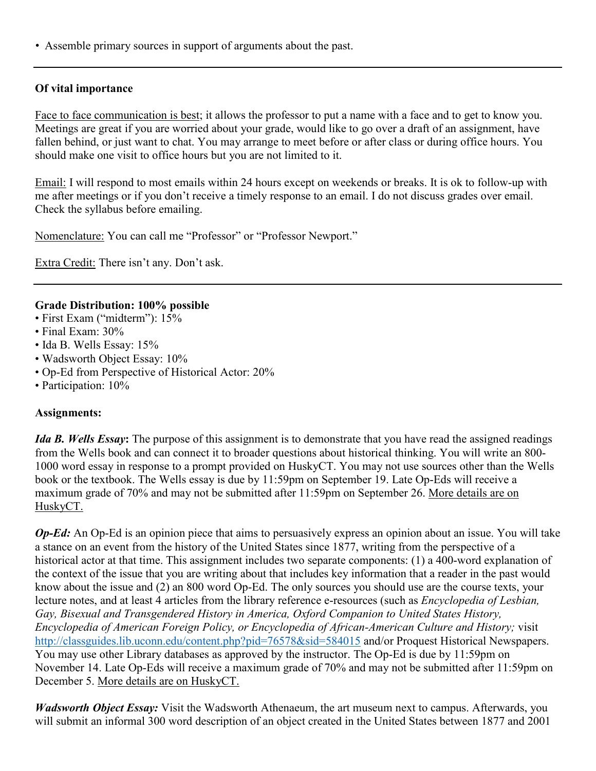• Assemble primary sources in support of arguments about the past.

---

**Of vital importance**

Face to face communication is best; it allows the professor to put a name with a face and to get to know you. Meetings are great if you are worried about your grade, would like to go over a draft of an assignment, have fallen behind, or just want to chat. You may arrange to meet before or after class or during office hours. You should make one visit to office hours but you are not limited to it.

Email: I will respond to most emails within 24 hours except on weekends or breaks. It is ok to follow-up with me after meetings or if you don't receive a timely response to an email. I do not discuss grades over email. Check the syllabus before emailing.

Nomenclature: You can call me "Professor" or "Professor Newport."

Extra Credit: There isn't any. Don't ask.

---

**Grade Distribution: 100% possible**

- First Exam ("midterm"): 15%
- Final Exam: 30%
- Ida B. Wells Essay: 15%
- Wadsworth Object Essay: 10%
- Op-Ed from Perspective of Historical Actor: 20%
- Participation: 10%

**Assignments:**

***Ida B. Wells Essay*:** The purpose of this assignment is to demonstrate that you have read the assigned readings from the Wells book and can connect it to broader questions about historical thinking. You will write an 800-1000 word essay in response to a prompt provided on HuskyCT. You may not use sources other than the Wells book or the textbook. The Wells essay is due by 11:59pm on September 19. Late Op-Eds will receive a maximum grade of 70% and may not be submitted after 11:59pm on September 26. More details are on HuskyCT.

***Op-Ed:*** An Op-Ed is an opinion piece that aims to persuasively express an opinion about an issue. You will take a stance on an event from the history of the United States since 1877, writing from the perspective of a historical actor at that time. This assignment includes two separate components: (1) a 400-word explanation of the context of the issue that you are writing about that includes key information that a reader in the past would know about the issue and (2) an 800 word Op-Ed. The only sources you should use are the course texts, your lecture notes, and at least 4 articles from the library reference e-resources (such as *Encyclopedia of Lesbian, Gay, Bisexual and Transgendered History in America, Oxford Companion to United States History, Encyclopedia of American Foreign Policy, or Encyclopedia of African-American Culture and History;* visit http://classguides.lib.uconn.edu/content.php?pid=76578&sid=584015 and/or Proquest Historical Newspapers. You may use other Library databases as approved by the instructor. The Op-Ed is due by 11:59pm on November 14. Late Op-Eds will receive a maximum grade of 70% and may not be submitted after 11:59pm on December 5. More details are on HuskyCT.

***Wadsworth Object Essay:*** Visit the Wadsworth Athenaeum, the art museum next to campus. Afterwards, you will submit an informal 300 word description of an object created in the United States between 1877 and 2001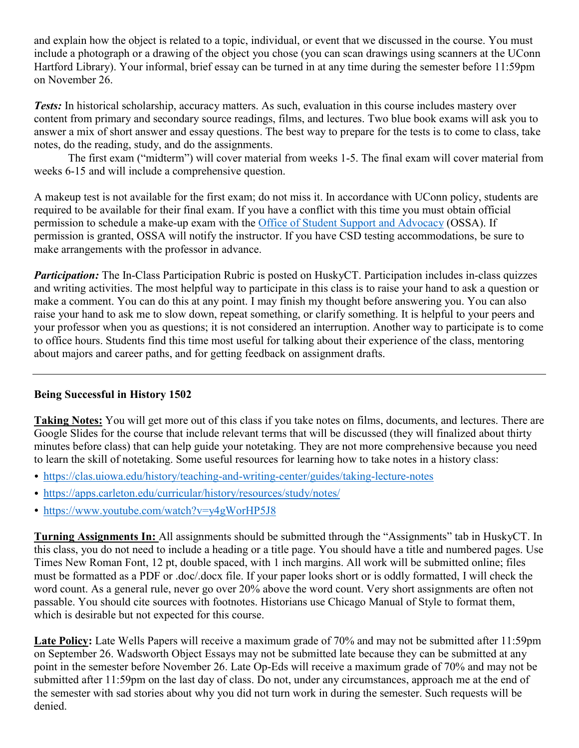and explain how the object is related to a topic, individual, or event that we discussed in the course. You must include a photograph or a drawing of the object you chose (you can scan drawings using scanners at the UConn Hartford Library). Your informal, brief essay can be turned in at any time during the semester before 11:59pm on November 26.

***Tests:*** In historical scholarship, accuracy matters. As such, evaluation in this course includes mastery over content from primary and secondary source readings, films, and lectures. Two blue book exams will ask you to answer a mix of short answer and essay questions. The best way to prepare for the tests is to come to class, take notes, do the reading, study, and do the assignments.

The first exam ("midterm") will cover material from weeks 1-5. The final exam will cover material from weeks 6-15 and will include a comprehensive question.

A makeup test is not available for the first exam; do not miss it. In accordance with UConn policy, students are required to be available for their final exam. If you have a conflict with this time you must obtain official permission to schedule a make-up exam with the Office of Student Support and Advocacy (OSSA). If permission is granted, OSSA will notify the instructor. If you have CSD testing accommodations, be sure to make arrangements with the professor in advance.

***Participation:*** The In-Class Participation Rubric is posted on HuskyCT. Participation includes in-class quizzes and writing activities. The most helpful way to participate in this class is to raise your hand to ask a question or make a comment. You can do this at any point. I may finish my thought before answering you. You can also raise your hand to ask me to slow down, repeat something, or clarify something. It is helpful to your peers and your professor when you as questions; it is not considered an interruption. Another way to participate is to come to office hours. Students find this time most useful for talking about their experience of the class, mentoring about majors and career paths, and for getting feedback on assignment drafts.

---

## Being Successful in History 1502

**Taking Notes:** You will get more out of this class if you take notes on films, documents, and lectures. There are Google Slides for the course that include relevant terms that will be discussed (they will finalized about thirty minutes before class) that can help guide your notetaking. They are not more comprehensive because you need to learn the skill of notetaking. Some useful resources for learning how to take notes in a history class:

- https://clas.uiowa.edu/history/teaching-and-writing-center/guides/taking-lecture-notes
- https://apps.carleton.edu/curricular/history/resources/study/notes/
- https://www.youtube.com/watch?v=y4gWorHP5J8

**Turning Assignments In:** All assignments should be submitted through the "Assignments" tab in HuskyCT. In this class, you do not need to include a heading or a title page. You should have a title and numbered pages. Use Times New Roman Font, 12 pt, double spaced, with 1 inch margins. All work will be submitted online; files must be formatted as a PDF or .doc/.docx file. If your paper looks short or is oddly formatted, I will check the word count. As a general rule, never go over 20% above the word count. Very short assignments are often not passable. You should cite sources with footnotes. Historians use Chicago Manual of Style to format them, which is desirable but not expected for this course.

**Late Policy:** Late Wells Papers will receive a maximum grade of 70% and may not be submitted after 11:59pm on September 26. Wadsworth Object Essays may not be submitted late because they can be submitted at any point in the semester before November 26. Late Op-Eds will receive a maximum grade of 70% and may not be submitted after 11:59pm on the last day of class. Do not, under any circumstances, approach me at the end of the semester with sad stories about why you did not turn work in during the semester. Such requests will be denied.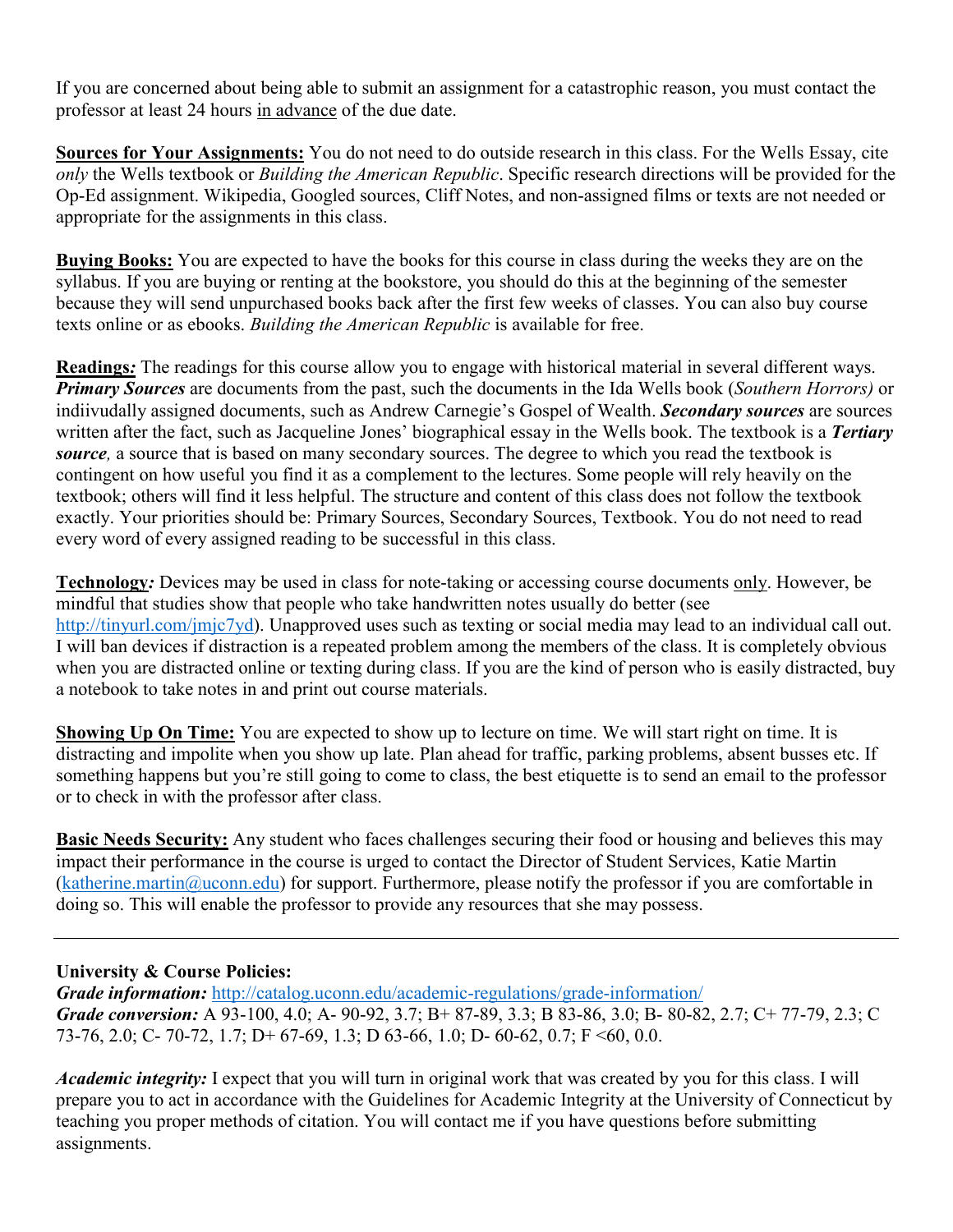If you are concerned about being able to submit an assignment for a catastrophic reason, you must contact the professor at least 24 hours in advance of the due date.

**Sources for Your Assignments:** You do not need to do outside research in this class. For the Wells Essay, cite *only* the Wells textbook or *Building the American Republic*. Specific research directions will be provided for the Op-Ed assignment. Wikipedia, Googled sources, Cliff Notes, and non-assigned films or texts are not needed or appropriate for the assignments in this class.

**Buying Books:** You are expected to have the books for this course in class during the weeks they are on the syllabus. If you are buying or renting at the bookstore, you should do this at the beginning of the semester because they will send unpurchased books back after the first few weeks of classes. You can also buy course texts online or as ebooks. *Building the American Republic* is available for free.

**Readings*:*** The readings for this course allow you to engage with historical material in several different ways. ***Primary Sources*** are documents from the past, such the documents in the Ida Wells book (*Southern Horrors)* or indiivudally assigned documents, such as Andrew Carnegie's Gospel of Wealth. ***Secondary sources*** are sources written after the fact, such as Jacqueline Jones' biographical essay in the Wells book. The textbook is a ***Tertiary source****,* a source that is based on many secondary sources. The degree to which you read the textbook is contingent on how useful you find it as a complement to the lectures. Some people will rely heavily on the textbook; others will find it less helpful. The structure and content of this class does not follow the textbook exactly. Your priorities should be: Primary Sources, Secondary Sources, Textbook. You do not need to read every word of every assigned reading to be successful in this class.

**Technology*:*** Devices may be used in class for note-taking or accessing course documents only. However, be mindful that studies show that people who take handwritten notes usually do better (see http://tinyurl.com/jmjc7yd). Unapproved uses such as texting or social media may lead to an individual call out. I will ban devices if distraction is a repeated problem among the members of the class. It is completely obvious when you are distracted online or texting during class. If you are the kind of person who is easily distracted, buy a notebook to take notes in and print out course materials.

**Showing Up On Time:** You are expected to show up to lecture on time. We will start right on time. It is distracting and impolite when you show up late. Plan ahead for traffic, parking problems, absent busses etc. If something happens but you're still going to come to class, the best etiquette is to send an email to the professor or to check in with the professor after class.

**Basic Needs Security:** Any student who faces challenges securing their food or housing and believes this may impact their performance in the course is urged to contact the Director of Student Services, Katie Martin (katherine.martin@uconn.edu) for support. Furthermore, please notify the professor if you are comfortable in doing so. This will enable the professor to provide any resources that she may possess.

---

**University & Course Policies:**

***Grade information:*** http://catalog.uconn.edu/academic-regulations/grade-information/

***Grade conversion:*** A 93-100, 4.0; A- 90-92, 3.7; B+ 87-89, 3.3; B 83-86, 3.0; B- 80-82, 2.7; C+ 77-79, 2.3; C 73-76, 2.0; C- 70-72, 1.7; D+ 67-69, 1.3; D 63-66, 1.0; D- 60-62, 0.7; F <60, 0.0.

***Academic integrity:*** I expect that you will turn in original work that was created by you for this class. I will prepare you to act in accordance with the Guidelines for Academic Integrity at the University of Connecticut by teaching you proper methods of citation. You will contact me if you have questions before submitting assignments.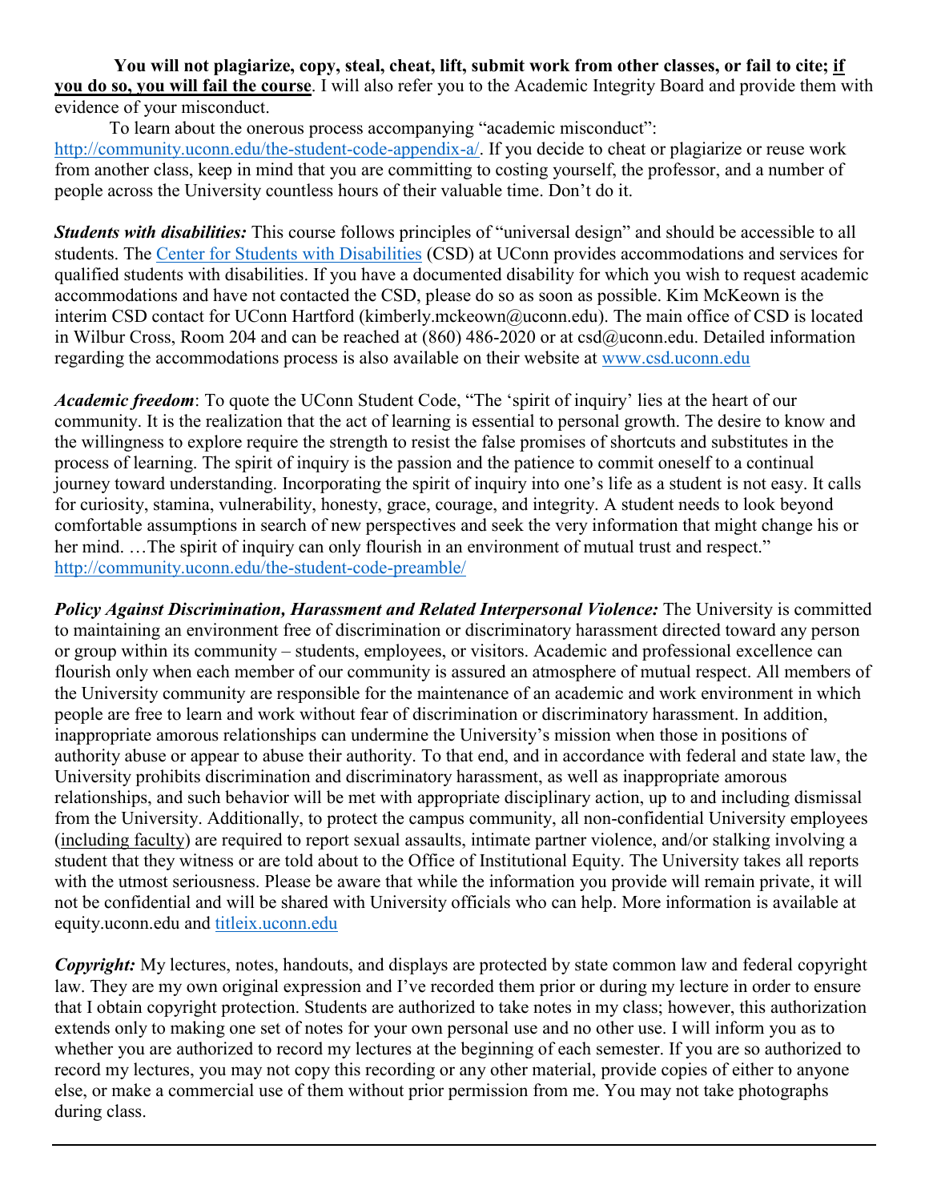**You will not plagiarize, copy, steal, cheat, lift, submit work from other classes, or fail to cite; <u>if you do so, you will fail the course</u>**. I will also refer you to the Academic Integrity Board and provide them with evidence of your misconduct.

To learn about the onerous process accompanying "academic misconduct": [http://community.uconn.edu/the-student-code-appendix-a/](http://community.uconn.edu/the-student-code-appendix-a/). If you decide to cheat or plagiarize or reuse work from another class, keep in mind that you are committing to costing yourself, the professor, and a number of people across the University countless hours of their valuable time. Don't do it.

***Students with disabilities:*** This course follows principles of "universal design" and should be accessible to all students. The [Center for Students with Disabilities](http://www.csd.uconn.edu) (CSD) at UConn provides accommodations and services for qualified students with disabilities. If you have a documented disability for which you wish to request academic accommodations and have not contacted the CSD, please do so as soon as possible. Kim McKeown is the interim CSD contact for UConn Hartford (kimberly.mckeown@uconn.edu). The main office of CSD is located in Wilbur Cross, Room 204 and can be reached at (860) 486-2020 or at csd@uconn.edu. Detailed information regarding the accommodations process is also available on their website at [www.csd.uconn.edu](http://www.csd.uconn.edu)

***Academic freedom***: To quote the UConn Student Code, "The 'spirit of inquiry' lies at the heart of our community. It is the realization that the act of learning is essential to personal growth. The desire to know and the willingness to explore require the strength to resist the false promises of shortcuts and substitutes in the process of learning. The spirit of inquiry is the passion and the patience to commit oneself to a continual journey toward understanding. Incorporating the spirit of inquiry into one's life as a student is not easy. It calls for curiosity, stamina, vulnerability, honesty, grace, courage, and integrity. A student needs to look beyond comfortable assumptions in search of new perspectives and seek the very information that might change his or her mind. …The spirit of inquiry can only flourish in an environment of mutual trust and respect." [http://community.uconn.edu/the-student-code-preamble/](http://community.uconn.edu/the-student-code-preamble/)

***Policy Against Discrimination, Harassment and Related Interpersonal Violence:*** The University is committed to maintaining an environment free of discrimination or discriminatory harassment directed toward any person or group within its community – students, employees, or visitors. Academic and professional excellence can flourish only when each member of our community is assured an atmosphere of mutual respect. All members of the University community are responsible for the maintenance of an academic and work environment in which people are free to learn and work without fear of discrimination or discriminatory harassment. In addition, inappropriate amorous relationships can undermine the University's mission when those in positions of authority abuse or appear to abuse their authority. To that end, and in accordance with federal and state law, the University prohibits discrimination and discriminatory harassment, as well as inappropriate amorous relationships, and such behavior will be met with appropriate disciplinary action, up to and including dismissal from the University. Additionally, to protect the campus community, all non-confidential University employees (<u>including faculty</u>) are required to report sexual assaults, intimate partner violence, and/or stalking involving a student that they witness or are told about to the Office of Institutional Equity. The University takes all reports with the utmost seriousness. Please be aware that while the information you provide will remain private, it will not be confidential and will be shared with University officials who can help. More information is available at equity.uconn.edu and [titleix.uconn.edu](http://titleix.uconn.edu)

***Copyright:*** My lectures, notes, handouts, and displays are protected by state common law and federal copyright law. They are my own original expression and I've recorded them prior or during my lecture in order to ensure that I obtain copyright protection. Students are authorized to take notes in my class; however, this authorization extends only to making one set of notes for your own personal use and no other use. I will inform you as to whether you are authorized to record my lectures at the beginning of each semester. If you are so authorized to record my lectures, you may not copy this recording or any other material, provide copies of either to anyone else, or make a commercial use of them without prior permission from me. You may not take photographs during class.

---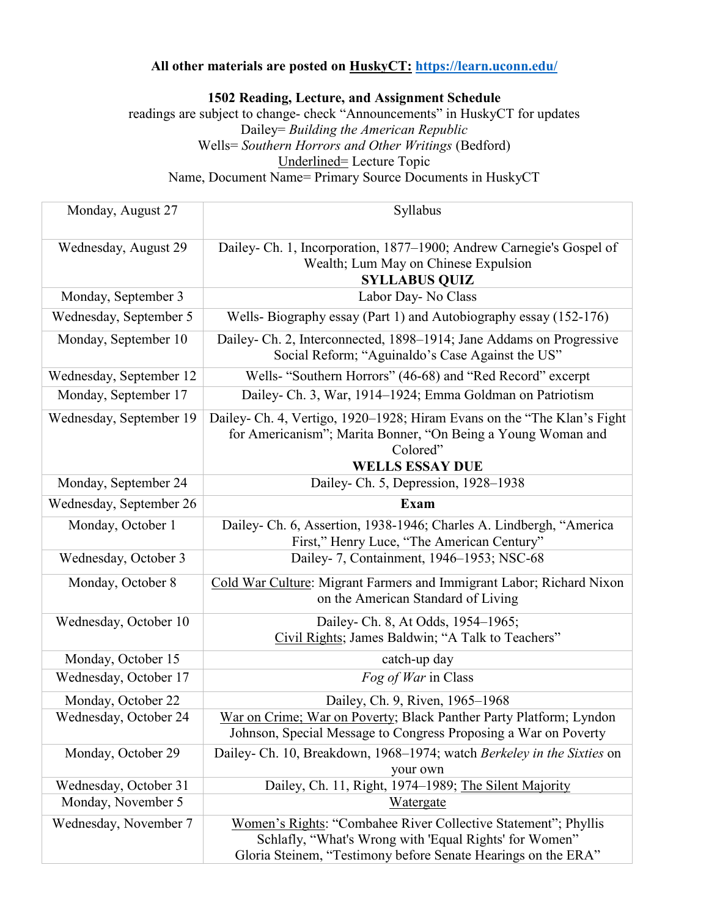**All other materials are posted on HuskyCT: https://learn.uconn.edu/**

**1502 Reading, Lecture, and Assignment Schedule**

readings are subject to change- check "Announcements" in HuskyCT for updates

Dailey= *Building the American Republic*

Wells= *Southern Horrors and Other Writings* (Bedford)

Underlined= Lecture Topic

Name, Document Name= Primary Source Documents in HuskyCT

| | |
|---|---|
| Monday, August 27 | Syllabus |
| Wednesday, August 29 | Dailey- Ch. 1, Incorporation, 1877–1900; Andrew Carnegie's Gospel of Wealth; Lum May on Chinese Expulsion **SYLLABUS QUIZ** |
| Monday, September 3 | Labor Day- No Class |
| Wednesday, September 5 | Wells- Biography essay (Part 1) and Autobiography essay (152-176) |
| Monday, September 10 | Dailey- Ch. 2, Interconnected, 1898–1914; Jane Addams on Progressive Social Reform; "Aguinaldo's Case Against the US" |
| Wednesday, September 12 | Wells- "Southern Horrors" (46-68) and "Red Record" excerpt |
| Monday, September 17 | Dailey- Ch. 3, War, 1914–1924; Emma Goldman on Patriotism |
| Wednesday, September 19 | Dailey- Ch. 4, Vertigo, 1920–1928; Hiram Evans on the "The Klan's Fight for Americanism"; Marita Bonner, "On Being a Young Woman and Colored" **WELLS ESSAY DUE** |
| Monday, September 24 | Dailey- Ch. 5, Depression, 1928–1938 |
| Wednesday, September 26 | **Exam** |
| Monday, October 1 | Dailey- Ch. 6, Assertion, 1938-1946; Charles A. Lindbergh, "America First," Henry Luce, "The American Century" |
| Wednesday, October 3 | Dailey- 7, Containment, 1946–1953; NSC-68 |
| Monday, October 8 | Cold War Culture: Migrant Farmers and Immigrant Labor; Richard Nixon on the American Standard of Living |
| Wednesday, October 10 | Dailey- Ch. 8, At Odds, 1954–1965; Civil Rights; James Baldwin; "A Talk to Teachers" |
| Monday, October 15 | catch-up day |
| Wednesday, October 17 | *Fog of War* in Class |
| Monday, October 22 | Dailey, Ch. 9, Riven, 1965–1968 |
| Wednesday, October 24 | War on Crime; War on Poverty; Black Panther Party Platform; Lyndon Johnson, Special Message to Congress Proposing a War on Poverty |
| Monday, October 29 | Dailey- Ch. 10, Breakdown, 1968–1974; watch *Berkeley in the Sixties* on your own |
| Wednesday, October 31 | Dailey, Ch. 11, Right, 1974–1989; The Silent Majority |
| Monday, November 5 | Watergate |
| Wednesday, November 7 | Women's Rights: "Combahee River Collective Statement"; Phyllis Schlafly, "What's Wrong with 'Equal Rights' for Women" Gloria Steinem, "Testimony before Senate Hearings on the ERA" |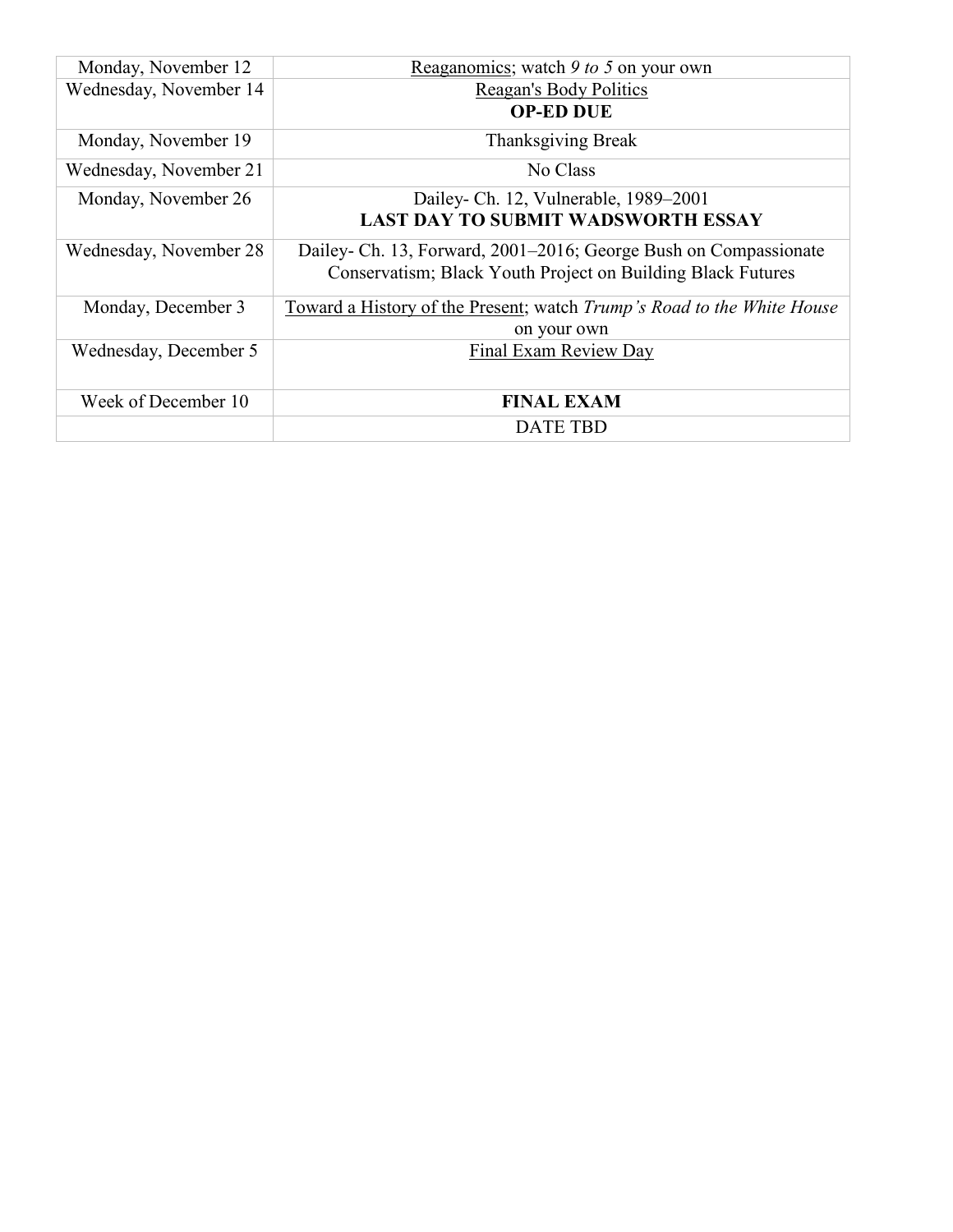| | |
|---|---|
| Monday, November 12 | Reaganomics; watch *9 to 5* on your own |
| Wednesday, November 14 | Reagan's Body Politics **OP-ED DUE** |
| Monday, November 19 | Thanksgiving Break |
| Wednesday, November 21 | No Class |
| Monday, November 26 | Dailey- Ch. 12, Vulnerable, 1989–2001 **LAST DAY TO SUBMIT WADSWORTH ESSAY** |
| Wednesday, November 28 | Dailey- Ch. 13, Forward, 2001–2016; George Bush on Compassionate Conservatism; Black Youth Project on Building Black Futures |
| Monday, December 3 | Toward a History of the Present; watch *Trump's Road to the White House* on your own |
| Wednesday, December 5 | Final Exam Review Day |
| Week of December 10 | **FINAL EXAM** |
| | DATE TBD |